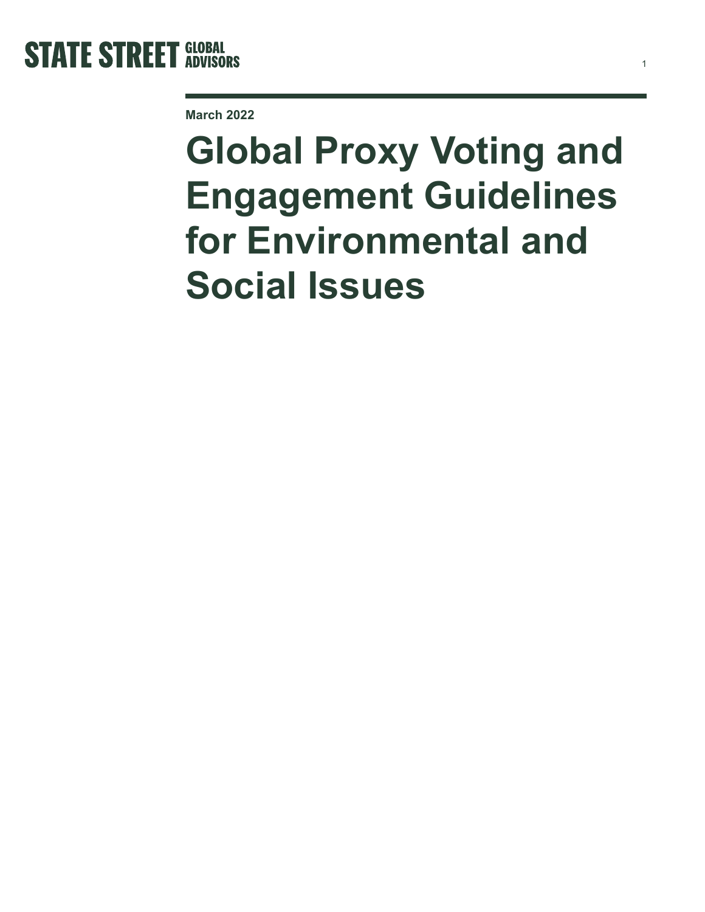**STATE STREET GLOBAL ADVISORS**

March 2022

# Global Proxy Voting and Engagement Guidelines for Environmental and Social Issues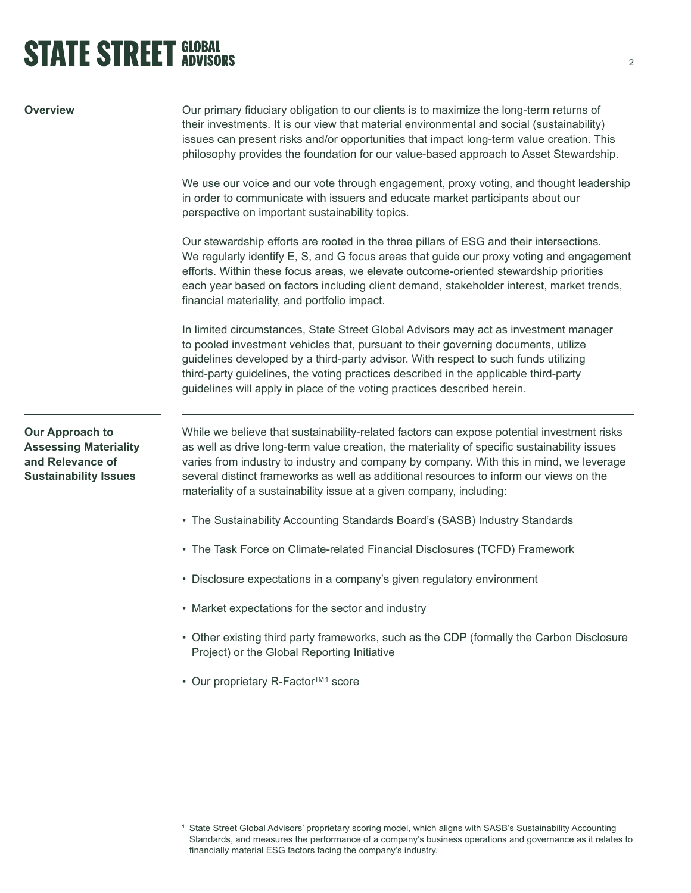## Overview

Our primary fiduciary obligation to our clients is to maximize the long-term returns of their investments. It is our view that material environmental and social (sustainability) issues can present risks and/or opportunities that impact long-term value creation. This philosophy provides the foundation for our value-based approach to Asset Stewardship.

We use our voice and our vote through engagement, proxy voting, and thought leadership in order to communicate with issuers and educate market participants about our perspective on important sustainability topics.

Our stewardship efforts are rooted in the three pillars of ESG and their intersections. We regularly identify E, S, and G focus areas that guide our proxy voting and engagement efforts. Within these focus areas, we elevate outcome-oriented stewardship priorities each year based on factors including client demand, stakeholder interest, market trends, financial materiality, and portfolio impact.

In limited circumstances, State Street Global Advisors may act as investment manager to pooled investment vehicles that, pursuant to their governing documents, utilize guidelines developed by a third-party advisor. With respect to such funds utilizing third-party guidelines, the voting practices described in the applicable third-party guidelines will apply in place of the voting practices described herein.

## Our Approach to Assessing Materiality and Relevance of Sustainability Issues

While we believe that sustainability-related factors can expose potential investment risks as well as drive long-term value creation, the materiality of specific sustainability issues varies from industry to industry and company by company. With this in mind, we leverage several distinct frameworks as well as additional resources to inform our views on the materiality of a sustainability issue at a given company, including:

- The Sustainability Accounting Standards Board's (SASB) Industry Standards
- The Task Force on Climate-related Financial Disclosures (TCFD) Framework
- Disclosure expectations in a company's given regulatory environment
- Market expectations for the sector and industry
- Other existing third party frameworks, such as the CDP (formally the Carbon Disclosure Project) or the Global Reporting Initiative
- Our proprietary R-Factor™[1] score

[1] State Street Global Advisors' proprietary scoring model, which aligns with SASB's Sustainability Accounting Standards, and measures the performance of a company's business operations and governance as it relates to financially material ESG factors facing the company's industry.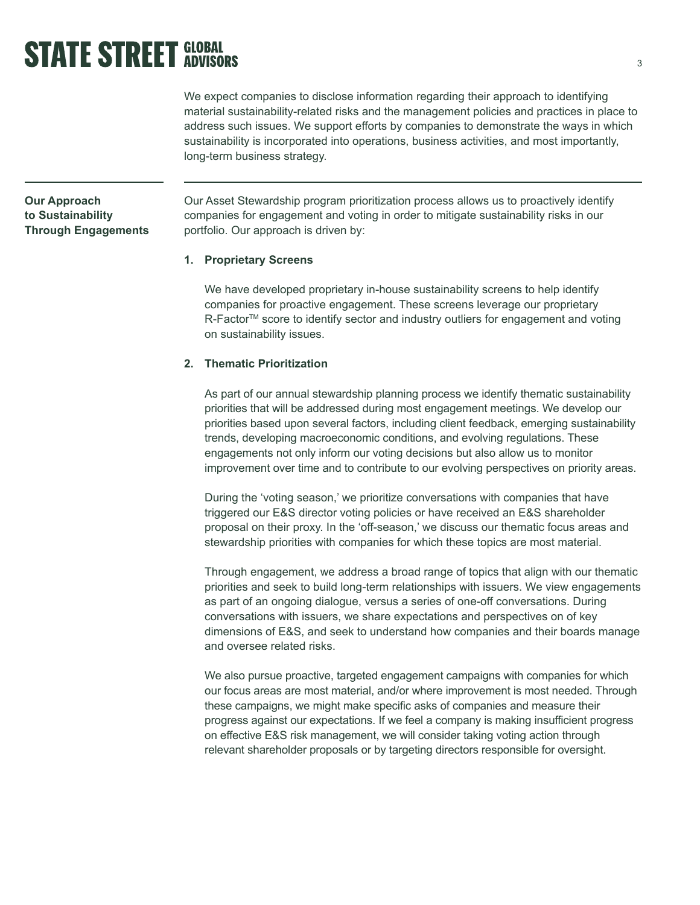We expect companies to disclose information regarding their approach to identifying material sustainability-related risks and the management policies and practices in place to address such issues. We support efforts by companies to demonstrate the ways in which sustainability is incorporated into operations, business activities, and most importantly, long-term business strategy.

## Our Approach to Sustainability Through Engagements

Our Asset Stewardship program prioritization process allows us to proactively identify companies for engagement and voting in order to mitigate sustainability risks in our portfolio. Our approach is driven by:

1. **Proprietary Screens**

   We have developed proprietary in-house sustainability screens to help identify companies for proactive engagement. These screens leverage our proprietary R-Factor™ score to identify sector and industry outliers for engagement and voting on sustainability issues.

2. **Thematic Prioritization**

   As part of our annual stewardship planning process we identify thematic sustainability priorities that will be addressed during most engagement meetings. We develop our priorities based upon several factors, including client feedback, emerging sustainability trends, developing macroeconomic conditions, and evolving regulations. These engagements not only inform our voting decisions but also allow us to monitor improvement over time and to contribute to our evolving perspectives on priority areas.

   During the 'voting season,' we prioritize conversations with companies that have triggered our E&S director voting policies or have received an E&S shareholder proposal on their proxy. In the 'off-season,' we discuss our thematic focus areas and stewardship priorities with companies for which these topics are most material.

   Through engagement, we address a broad range of topics that align with our thematic priorities and seek to build long-term relationships with issuers. We view engagements as part of an ongoing dialogue, versus a series of one-off conversations. During conversations with issuers, we share expectations and perspectives on of key dimensions of E&S, and seek to understand how companies and their boards manage and oversee related risks.

   We also pursue proactive, targeted engagement campaigns with companies for which our focus areas are most material, and/or where improvement is most needed. Through these campaigns, we might make specific asks of companies and measure their progress against our expectations. If we feel a company is making insufficient progress on effective E&S risk management, we will consider taking voting action through relevant shareholder proposals or by targeting directors responsible for oversight.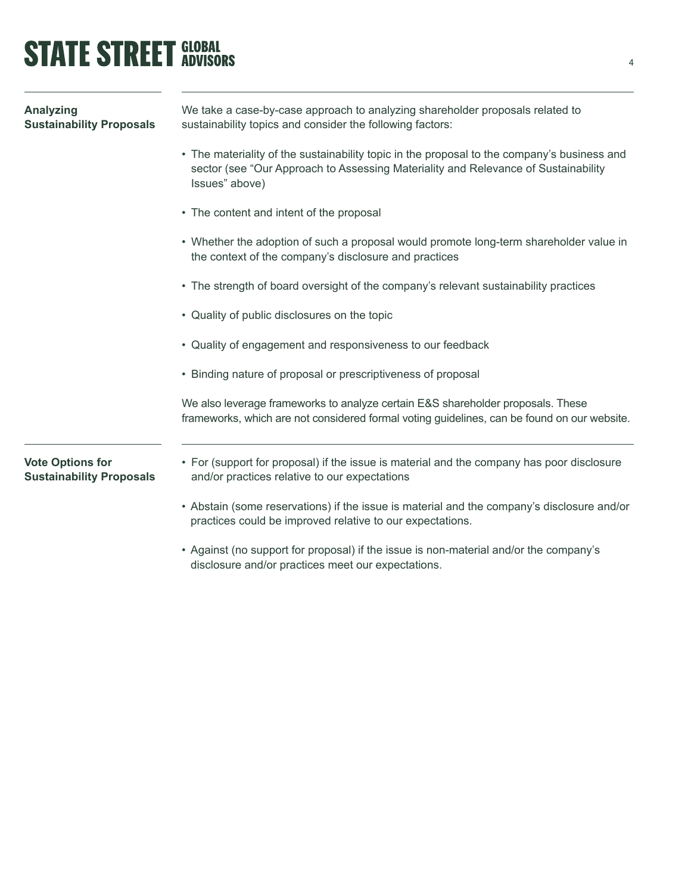## Analyzing Sustainability Proposals

We take a case-by-case approach to analyzing shareholder proposals related to sustainability topics and consider the following factors:

- The materiality of the sustainability topic in the proposal to the company's business and sector (see "Our Approach to Assessing Materiality and Relevance of Sustainability Issues" above)
- The content and intent of the proposal
- Whether the adoption of such a proposal would promote long-term shareholder value in the context of the company's disclosure and practices
- The strength of board oversight of the company's relevant sustainability practices
- Quality of public disclosures on the topic
- Quality of engagement and responsiveness to our feedback
- Binding nature of proposal or prescriptiveness of proposal

We also leverage frameworks to analyze certain E&S shareholder proposals. These frameworks, which are not considered formal voting guidelines, can be found on our website.

## Vote Options for Sustainability Proposals

- For (support for proposal) if the issue is material and the company has poor disclosure and/or practices relative to our expectations
- Abstain (some reservations) if the issue is material and the company's disclosure and/or practices could be improved relative to our expectations.
- Against (no support for proposal) if the issue is non-material and/or the company's disclosure and/or practices meet our expectations.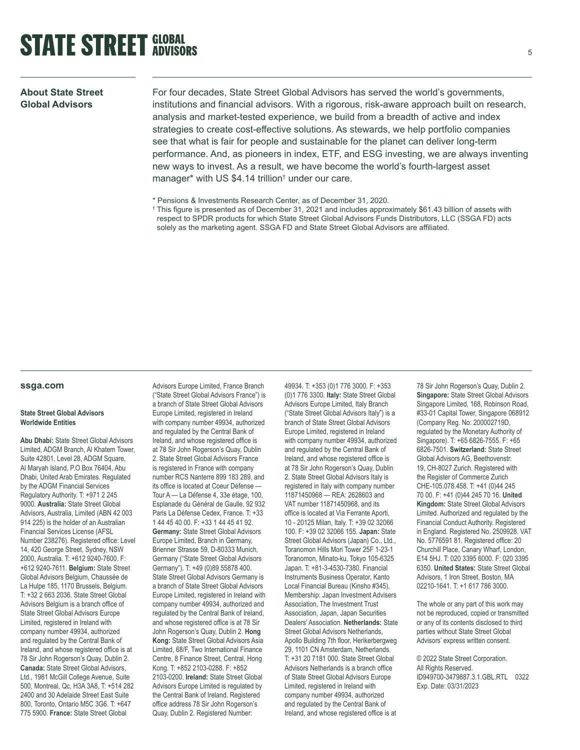## About State Street Global Advisors

For four decades, State Street Global Advisors has served the world's governments, institutions and financial advisors. With a rigorous, risk-aware approach built on research, analysis and market-tested experience, we build from a breadth of active and index strategies to create cost-effective solutions. As stewards, we help portfolio companies see that what is fair for people and sustainable for the planet can deliver long-term performance. And, as pioneers in index, ETF, and ESG investing, we are always inventing new ways to invest. As a result, we have become the world's fourth-largest asset manager* with US $4.14 trillion† under our care.

\* Pensions & Investments Research Center, as of December 31, 2020.

† This figure is presented as of December 31, 2021 and includes approximately $61.43 billion of assets with respect to SPDR products for which State Street Global Advisors Funds Distributors, LLC (SSGA FD) acts solely as the marketing agent. SSGA FD and State Street Global Advisors are affiliated.

**ssga.com**

**State Street Global Advisors Worldwide Entities**

**Abu Dhabi:** State Street Global Advisors Limited, ADGM Branch, Al Khatem Tower, Suite 42801, Level 28, ADGM Square, Al Maryah Island, P.O Box 76404, Abu Dhabi, United Arab Emirates. Regulated by the ADGM Financial Services Regulatory Authority. T: +971 2 245 9000. **Australia:** State Street Global Advisors, Australia, Limited (ABN 42 003 914 225) is the holder of an Australian Financial Services License (AFSL Number 238276). Registered office: Level 14, 420 George Street, Sydney, NSW 2000, Australia. T: +612 9240-7600. F: +612 9240-7611. **Belgium:** State Street Global Advisors Belgium, Chaussée de La Hulpe 185, 1170 Brussels, Belgium. T: +32 2 663 2036. State Street Global Advisors Belgium is a branch office of State Street Global Advisors Europe Limited, registered in Ireland with company number 49934, authorized and regulated by the Central Bank of Ireland, and whose registered office is at 78 Sir John Rogerson's Quay, Dublin 2. **Canada:** State Street Global Advisors, Ltd., 1981 McGill College Avenue, Suite 500, Montreal, Qc, H3A 3A8, T: +514 282 2400 and 30 Adelaide Street East Suite 800, Toronto, Ontario M5C 3G6. T: +647 775 5900. **France:** State Street Global Advisors Europe Limited, France Branch ("State Street Global Advisors France") is a branch of State Street Global Advisors Europe Limited, registered in Ireland with company number 49934, authorized and regulated by the Central Bank of Ireland, and whose registered office is at 78 Sir John Rogerson's Quay, Dublin 2. State Street Global Advisors France is registered in France with company number RCS Nanterre 899 183 289, and its office is located at Coeur Défense — Tour A — La Défense 4, 33e étage, 100, Esplanade du Général de Gaulle, 92 932 Paris La Défense Cedex, France. T: +33 1 44 45 40 00. F: +33 1 44 45 41 92. **Germany:** State Street Global Advisors Europe Limited, Branch in Germany, Brienner Strasse 59, D-80333 Munich, Germany ("State Street Global Advisors Germany"). T: +49 (0)89 55878 400. State Street Global Advisors Germany is a branch of State Street Global Advisors Europe Limited, registered in Ireland with company number 49934, authorized and regulated by the Central Bank of Ireland, and whose registered office is at 78 Sir John Rogerson's Quay, Dublin 2. **Hong Kong:** State Street Global Advisors Asia Limited, 68/F, Two International Finance Centre, 8 Finance Street, Central, Hong Kong. T: +852 2103-0288. F: +852 2103-0200. **Ireland:** State Street Global Advisors Europe Limited is regulated by the Central Bank of Ireland. Registered office address 78 Sir John Rogerson's Quay, Dublin 2. Registered Number: 49934. T: +353 (0)1 776 3000. F: +353 (0)1 776 3300. **Italy:** State Street Global Advisors Europe Limited, Italy Branch ("State Street Global Advisors Italy") is a branch of State Street Global Advisors Europe Limited, registered in Ireland with company number 49934, authorized and regulated by the Central Bank of Ireland, and whose registered office is at 78 Sir John Rogerson's Quay, Dublin 2. State Street Global Advisors Italy is registered in Italy with company number 11871450968 — REA: 2628603 and VAT number 11871450968, and its office is located at Via Ferrante Aporti, 10 - 20125 Milan, Italy. T: +39 02 32066 100. F: +39 02 32066 155. **Japan:** State Street Global Advisors (Japan) Co., Ltd., Toranomon Hills Mori Tower 25F 1-23-1 Toranomon, Minato-ku, Tokyo 105-6325 Japan. T: +81-3-4530-7380. Financial Instruments Business Operator, Kanto Local Financial Bureau (Kinsho #345), Membership: Japan Investment Advisers Association, The Investment Trust Association, Japan, Japan Securities Dealers' Association. **Netherlands:** State Street Global Advisors Netherlands, Apollo Building 7th floor, Herikerbergweg 29, 1101 CN Amsterdam, Netherlands. T: +31 20 7181 000. State Street Global Advisors Netherlands is a branch office of State Street Global Advisors Europe Limited, registered in Ireland with company number 49934, authorized and regulated by the Central Bank of Ireland, and whose registered office is at 78 Sir John Rogerson's Quay, Dublin 2. **Singapore:** State Street Global Advisors Singapore Limited, 168, Robinson Road, #33-01 Capital Tower, Singapore 068912 (Company Reg. No: 200002719D, regulated by the Monetary Authority of Singapore). T: +65 6826-7555. F: +65 6826-7501. **Switzerland:** State Street Global Advisors AG, Beethovenstr. 19, CH-8027 Zurich. Registered with the Register of Commerce Zurich CHE-105.078.458. T: +41 (0)44 245 70 00. F: +41 (0)44 245 70 16. **United Kingdom:** State Street Global Advisors Limited. Authorized and regulated by the Financial Conduct Authority. Registered in England. Registered No. 2509928. VAT No. 5776591 81. Registered office: 20 Churchill Place, Canary Wharf, London, E14 5HJ. T: 020 3395 6000. F: 020 3395 6350. **United States:** State Street Global Advisors, 1 Iron Street, Boston, MA 02210-1641. T: +1 617 786 3000.

The whole or any part of this work may not be reproduced, copied or transmitted or any of its contents disclosed to third parties without State Street Global Advisors' express written consent.

© 2022 State Street Corporation.
All Rights Reserved.
ID949700-3479887.3.1.GBL.RTL 0322
Exp. Date: 03/31/2023